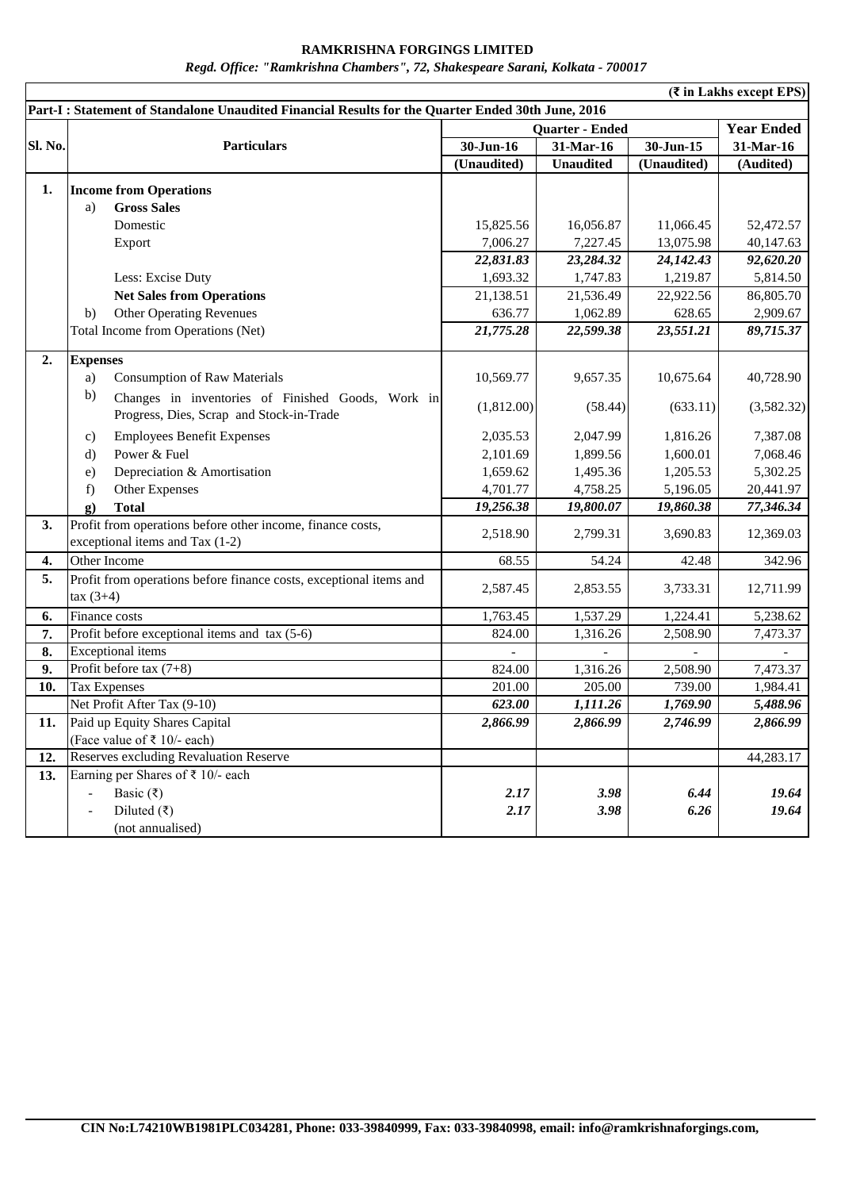# RAMKRISHNA FORGINGS LIMITED

*Regd. Office: "Ramkrishna Chambers", 72, Shakespeare Sarani, Kolkata - 700017*

(₹ in Lakhs except EPS)

**Part-I : Statement of Standalone Unaudited Financial Results for the Quarter Ended 30th June, 2016**

| Sl. No. | Particulars | Quarter - Ended | | | Year Ended |
|---|---|---|---|---|---|
| | | 30-Jun-16 | 31-Mar-16 | 30-Jun-15 | 31-Mar-16 |
| | | (Unaudited) | Unaudited | (Unaudited) | (Audited) |
| **1.** | **Income from Operations** | | | | |
| | a) **Gross Sales** | | | | |
| | Domestic | 15,825.56 | 16,056.87 | 11,066.45 | 52,472.57 |
| | Export | 7,006.27 | 7,227.45 | 13,075.98 | 40,147.63 |
| | | ***22,831.83*** | ***23,284.32*** | ***24,142.43*** | ***92,620.20*** |
| | Less: Excise Duty | 1,693.32 | 1,747.83 | 1,219.87 | 5,814.50 |
| | **Net Sales from Operations** | 21,138.51 | 21,536.49 | 22,922.56 | 86,805.70 |
| | b) Other Operating Revenues | 636.77 | 1,062.89 | 628.65 | 2,909.67 |
| | Total Income from Operations (Net) | ***21,775.28*** | ***22,599.38*** | ***23,551.21*** | ***89,715.37*** |
| **2.** | **Expenses** | | | | |
| | a) Consumption of Raw Materials | 10,569.77 | 9,657.35 | 10,675.64 | 40,728.90 |
| | b) Changes in inventories of Finished Goods, Work in Progress, Dies, Scrap and Stock-in-Trade | (1,812.00) | (58.44) | (633.11) | (3,582.32) |
| | c) Employees Benefit Expenses | 2,035.53 | 2,047.99 | 1,816.26 | 7,387.08 |
| | d) Power & Fuel | 2,101.69 | 1,899.56 | 1,600.01 | 7,068.46 |
| | e) Depreciation & Amortisation | 1,659.62 | 1,495.36 | 1,205.53 | 5,302.25 |
| | f) Other Expenses | 4,701.77 | 4,758.25 | 5,196.05 | 20,441.97 |
| | g) **Total** | ***19,256.38*** | ***19,800.07*** | ***19,860.38*** | ***77,346.34*** |
| **3.** | Profit from operations before other income, finance costs, exceptional items and Tax (1-2) | 2,518.90 | 2,799.31 | 3,690.83 | 12,369.03 |
| **4.** | Other Income | 68.55 | 54.24 | 42.48 | 342.96 |
| **5.** | Profit from operations before finance costs, exceptional items and tax (3+4) | 2,587.45 | 2,853.55 | 3,733.31 | 12,711.99 |
| **6.** | Finance costs | 1,763.45 | 1,537.29 | 1,224.41 | 5,238.62 |
| **7.** | Profit before exceptional items and tax (5-6) | 824.00 | 1,316.26 | 2,508.90 | 7,473.37 |
| **8.** | Exceptional items | - | - | - | - |
| **9.** | Profit before tax (7+8) | 824.00 | 1,316.26 | 2,508.90 | 7,473.37 |
| **10.** | Tax Expenses | 201.00 | 205.00 | 739.00 | 1,984.41 |
| | Net Profit After Tax (9-10) | ***623.00*** | ***1,111.26*** | ***1,769.90*** | ***5,488.96*** |
| **11.** | Paid up Equity Shares Capital (Face value of ₹ 10/- each) | ***2,866.99*** | ***2,866.99*** | ***2,746.99*** | ***2,866.99*** |
| **12.** | Reserves excluding Revaluation Reserve | | | | 44,283.17 |
| **13.** | Earning per Shares of ₹ 10/- each | | | | |
| | - Basic (₹) | ***2.17*** | ***3.98*** | ***6.44*** | ***19.64*** |
| | - Diluted (₹) | ***2.17*** | ***3.98*** | ***6.26*** | ***19.64*** |
| | (not annualised) | | | | |

**CIN No:L74210WB1981PLC034281, Phone: 033-39840999, Fax: 033-39840998, email: info@ramkrishnaforgings.com,**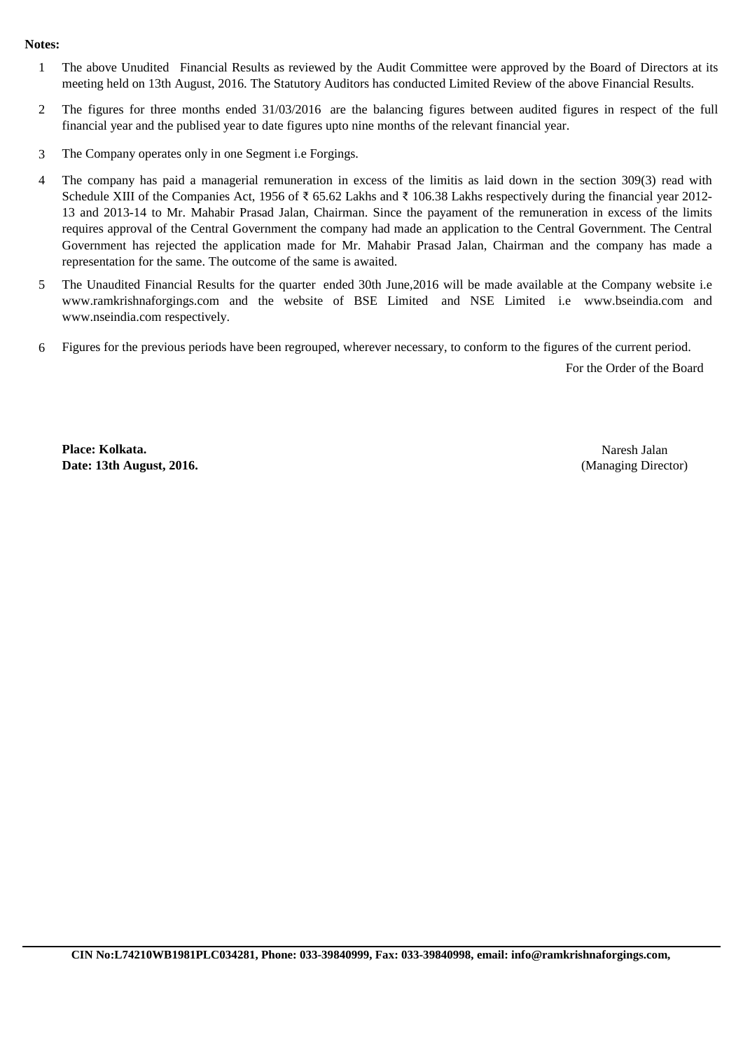**Notes:**

1. The above Unudited Financial Results as reviewed by the Audit Committee were approved by the Board of Directors at its meeting held on 13th August, 2016. The Statutory Auditors has conducted Limited Review of the above Financial Results.

2. The figures for three months ended 31/03/2016 are the balancing figures between audited figures in respect of the full financial year and the publised year to date figures upto nine months of the relevant financial year.

3. The Company operates only in one Segment i.e Forgings.

4. The company has paid a managerial remuneration in excess of the limitis as laid down in the section 309(3) read with Schedule XIII of the Companies Act, 1956 of ₹ 65.62 Lakhs and ₹ 106.38 Lakhs respectively during the financial year 2012-13 and 2013-14 to Mr. Mahabir Prasad Jalan, Chairman. Since the payament of the remuneration in excess of the limits requires approval of the Central Government the company had made an application to the Central Government. The Central Government has rejected the application made for Mr. Mahabir Prasad Jalan, Chairman and the company has made a representation for the same. The outcome of the same is awaited.

5. The Unaudited Financial Results for the quarter ended 30th June,2016 will be made available at the Company website i.e www.ramkrishnaforgings.com and the website of BSE Limited and NSE Limited i.e www.bseindia.com and www.nseindia.com respectively.

6. Figures for the previous periods have been regrouped, wherever necessary, to conform to the figures of the current period.

For the Order of the Board

**Place: Kolkata.**
**Date: 13th August, 2016.**

Naresh Jalan
(Managing Director)

**CIN No:L74210WB1981PLC034281, Phone: 033-39840999, Fax: 033-39840998, email: info@ramkrishnaforgings.com,**